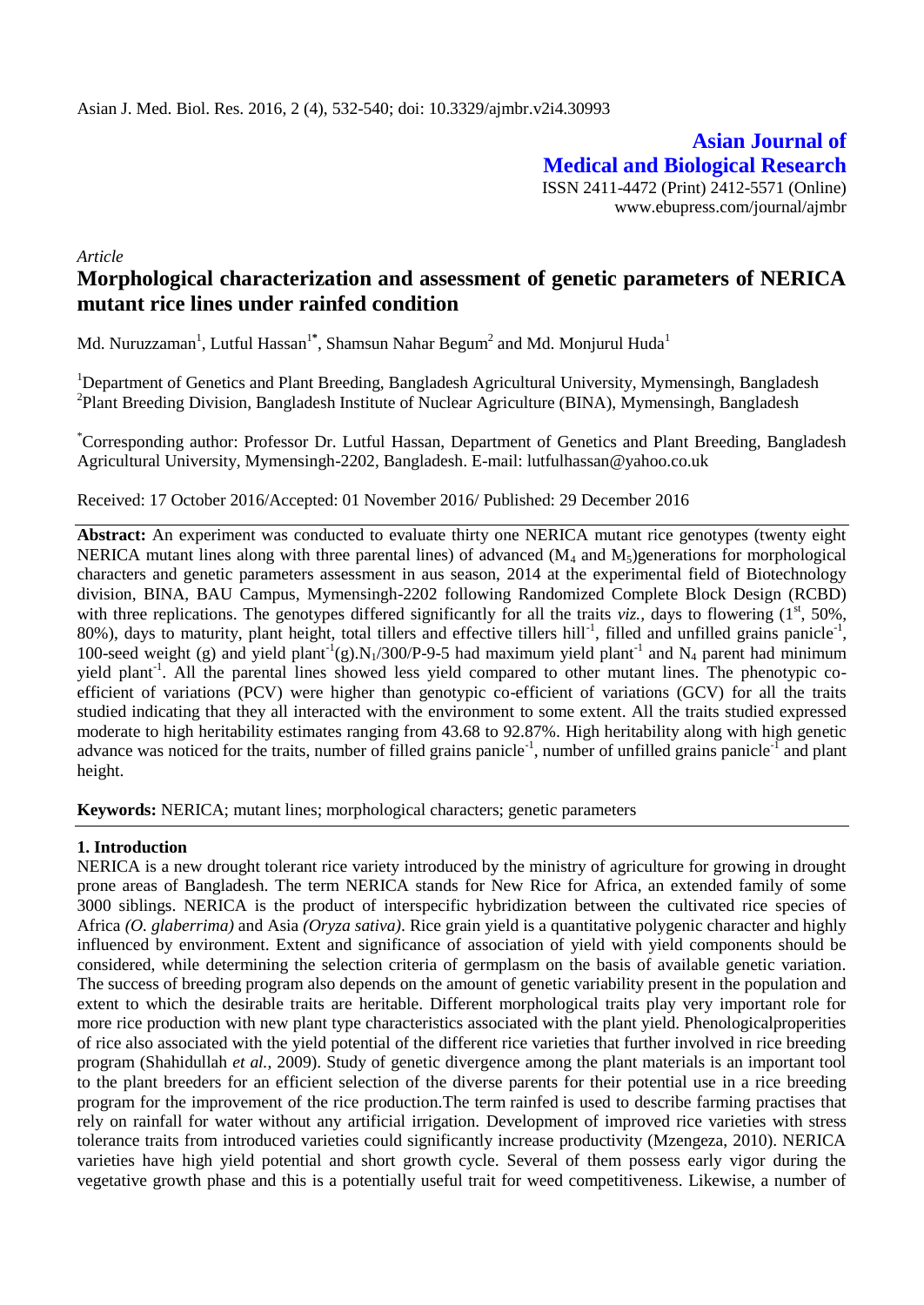Asian J. Med. Biol. Res. 2016, 2 (4), 532-540; doi: 10.3329/ajmbr.v2i4.30993

**Asian Journal of Medical and Biological Research**

ISSN 2411-4472 (Print) 2412-5571 (Online)
www.ebupress.com/journal/ajmbr

*Article*

# Morphological characterization and assessment of genetic parameters of NERICA mutant rice lines under rainfed condition

Md. Nuruzzaman[1], Lutful Hassan[1*], Shamsun Nahar Begum[2] and Md. Monjurul Huda[1]

[1]Department of Genetics and Plant Breeding, Bangladesh Agricultural University, Mymensingh, Bangladesh
[2]Plant Breeding Division, Bangladesh Institute of Nuclear Agriculture (BINA), Mymensingh, Bangladesh

[*]Corresponding author: Professor Dr. Lutful Hassan, Department of Genetics and Plant Breeding, Bangladesh Agricultural University, Mymensingh-2202, Bangladesh. E-mail: lutfulhassan@yahoo.co.uk

Received: 17 October 2016/Accepted: 01 November 2016/ Published: 29 December 2016

**Abstract:** An experiment was conducted to evaluate thirty one NERICA mutant rice genotypes (twenty eight NERICA mutant lines along with three parental lines) of advanced ($M_4$ and $M_5$)generations for morphological characters and genetic parameters assessment in aus season, 2014 at the experimental field of Biotechnology division, BINA, BAU Campus, Mymensingh-2202 following Randomized Complete Block Design (RCBD) with three replications. The genotypes differed significantly for all the traits *viz.*, days to flowering ($1^{st}$, 50%, 80%), days to maturity, plant height, total tillers and effective tillers hill$^{-1}$, filled and unfilled grains panicle$^{-1}$, 100-seed weight (g) and yield plant$^{-1}$(g).$N_1$/300/P-9-5 had maximum yield plant$^{-1}$ and $N_4$ parent had minimum yield plant$^{-1}$. All the parental lines showed less yield compared to other mutant lines. The phenotypic co-efficient of variations (PCV) were higher than genotypic co-efficient of variations (GCV) for all the traits studied indicating that they all interacted with the environment to some extent. All the traits studied expressed moderate to high heritability estimates ranging from 43.68 to 92.87%. High heritability along with high genetic advance was noticed for the traits, number of filled grains panicle$^{-1}$, number of unfilled grains panicle$^{-1}$ and plant height.

**Keywords:** NERICA; mutant lines; morphological characters; genetic parameters

## 1. Introduction

NERICA is a new drought tolerant rice variety introduced by the ministry of agriculture for growing in drought prone areas of Bangladesh. The term NERICA stands for New Rice for Africa, an extended family of some 3000 siblings. NERICA is the product of interspecific hybridization between the cultivated rice species of Africa *(O. glaberrima)* and Asia *(Oryza sativa)*. Rice grain yield is a quantitative polygenic character and highly influenced by environment. Extent and significance of association of yield with yield components should be considered, while determining the selection criteria of germplasm on the basis of available genetic variation. The success of breeding program also depends on the amount of genetic variability present in the population and extent to which the desirable traits are heritable. Different morphological traits play very important role for more rice production with new plant type characteristics associated with the plant yield. Phenologicalproperities of rice also associated with the yield potential of the different rice varieties that further involved in rice breeding program (Shahidullah *et al.*, 2009). Study of genetic divergence among the plant materials is an important tool to the plant breeders for an efficient selection of the diverse parents for their potential use in a rice breeding program for the improvement of the rice production.The term rainfed is used to describe farming practises that rely on rainfall for water without any artificial irrigation. Development of improved rice varieties with stress tolerance traits from introduced varieties could significantly increase productivity (Mzengeza, 2010). NERICA varieties have high yield potential and short growth cycle. Several of them possess early vigor during the vegetative growth phase and this is a potentially useful trait for weed competitiveness. Likewise, a number of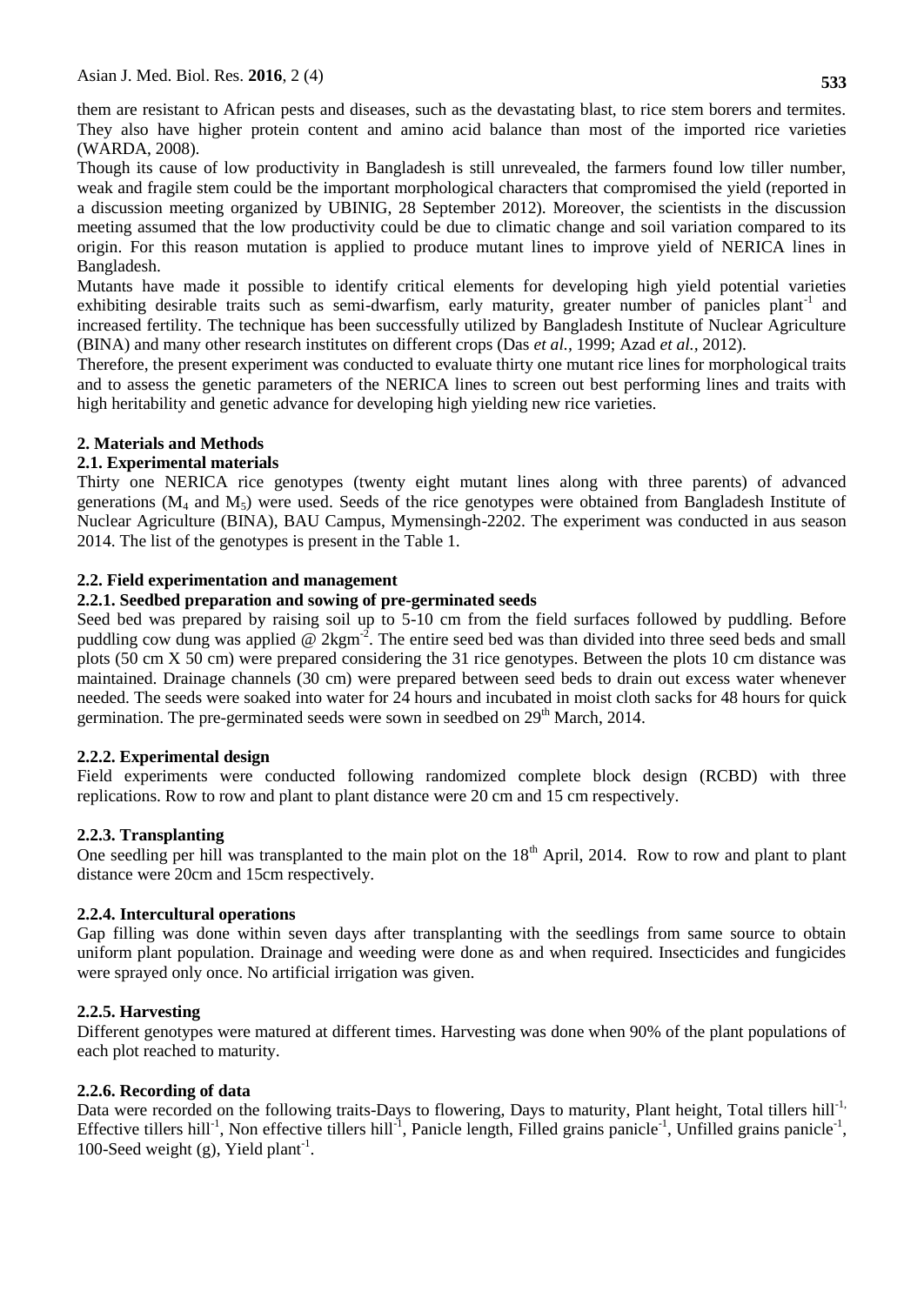them are resistant to African pests and diseases, such as the devastating blast, to rice stem borers and termites. They also have higher protein content and amino acid balance than most of the imported rice varieties (WARDA, 2008).

Though its cause of low productivity in Bangladesh is still unrevealed, the farmers found low tiller number, weak and fragile stem could be the important morphological characters that compromised the yield (reported in a discussion meeting organized by UBINIG, 28 September 2012). Moreover, the scientists in the discussion meeting assumed that the low productivity could be due to climatic change and soil variation compared to its origin. For this reason mutation is applied to produce mutant lines to improve yield of NERICA lines in Bangladesh.

Mutants have made it possible to identify critical elements for developing high yield potential varieties exhibiting desirable traits such as semi-dwarfism, early maturity, greater number of panicles plant$^{-1}$ and increased fertility. The technique has been successfully utilized by Bangladesh Institute of Nuclear Agriculture (BINA) and many other research institutes on different crops (Das *et al.*, 1999; Azad *et al.*, 2012).

Therefore, the present experiment was conducted to evaluate thirty one mutant rice lines for morphological traits and to assess the genetic parameters of the NERICA lines to screen out best performing lines and traits with high heritability and genetic advance for developing high yielding new rice varieties.

## 2. Materials and Methods

### 2.1. Experimental materials

Thirty one NERICA rice genotypes (twenty eight mutant lines along with three parents) of advanced generations ($M_4$ and $M_5$) were used. Seeds of the rice genotypes were obtained from Bangladesh Institute of Nuclear Agriculture (BINA), BAU Campus, Mymensingh-2202. The experiment was conducted in aus season 2014. The list of the genotypes is present in the Table 1.

### 2.2. Field experimentation and management

#### 2.2.1. Seedbed preparation and sowing of pre-germinated seeds

Seed bed was prepared by raising soil up to 5-10 cm from the field surfaces followed by puddling. Before puddling cow dung was applied @ 2kgm$^{-2}$. The entire seed bed was than divided into three seed beds and small plots (50 cm X 50 cm) were prepared considering the 31 rice genotypes. Between the plots 10 cm distance was maintained. Drainage channels (30 cm) were prepared between seed beds to drain out excess water whenever needed. The seeds were soaked into water for 24 hours and incubated in moist cloth sacks for 48 hours for quick germination. The pre-germinated seeds were sown in seedbed on 29$^{th}$ March, 2014.

#### 2.2.2. Experimental design

Field experiments were conducted following randomized complete block design (RCBD) with three replications. Row to row and plant to plant distance were 20 cm and 15 cm respectively.

#### 2.2.3. Transplanting

One seedling per hill was transplanted to the main plot on the 18$^{th}$ April, 2014. Row to row and plant to plant distance were 20cm and 15cm respectively.

#### 2.2.4. Intercultural operations

Gap filling was done within seven days after transplanting with the seedlings from same source to obtain uniform plant population. Drainage and weeding were done as and when required. Insecticides and fungicides were sprayed only once. No artificial irrigation was given.

#### 2.2.5. Harvesting

Different genotypes were matured at different times. Harvesting was done when 90% of the plant populations of each plot reached to maturity.

#### 2.2.6. Recording of data

Data were recorded on the following traits-Days to flowering, Days to maturity, Plant height, Total tillers hill$^{-1,}$ Effective tillers hill$^{-1}$, Non effective tillers hill$^{-1}$, Panicle length, Filled grains panicle$^{-1}$, Unfilled grains panicle$^{-1}$, 100-Seed weight (g), Yield plant$^{-1}$.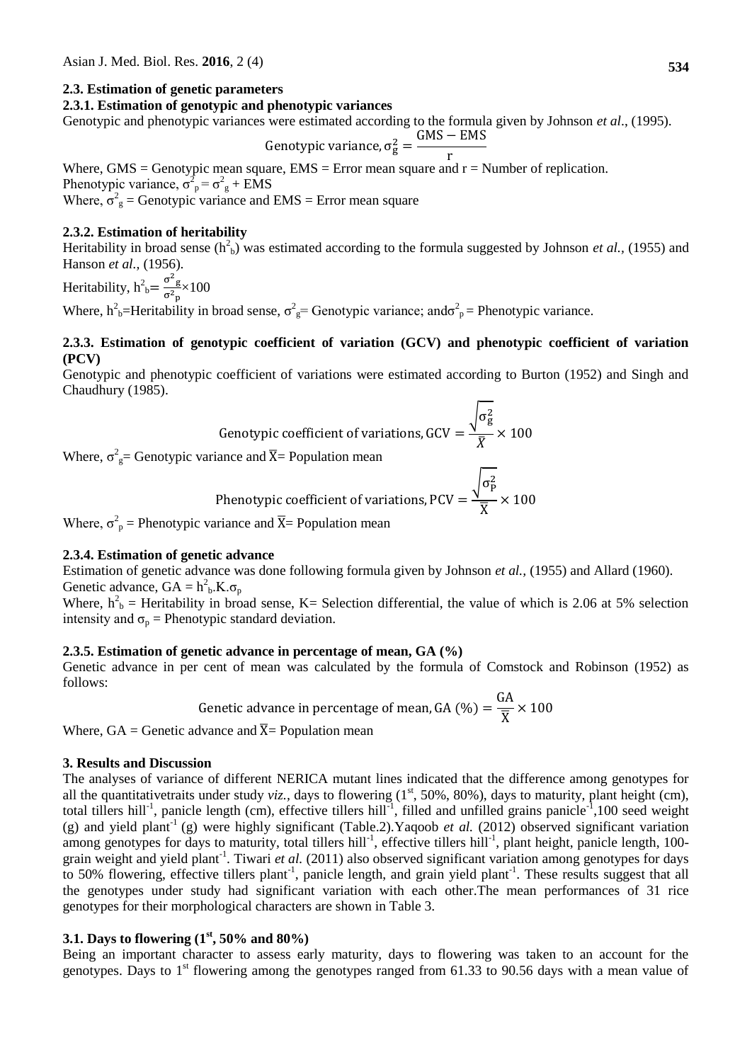### 2.3. Estimation of genetic parameters

#### 2.3.1. Estimation of genotypic and phenotypic variances

Genotypic and phenotypic variances were estimated according to the formula given by Johnson *et al*., (1995).

$$\text{Genotypic variance}, \sigma^2_g = \frac{\text{GMS} - \text{EMS}}{r}$$

Where, GMS = Genotypic mean square, EMS = Error mean square and r = Number of replication.

Phenotypic variance, $\sigma^2_p = \sigma^2_g + \text{EMS}$

Where, $\sigma^2_g$ = Genotypic variance and EMS = Error mean square

#### 2.3.2. Estimation of heritability

Heritability in broad sense ($h^2_b$) was estimated according to the formula suggested by Johnson *et al.*, (1955) and Hanson *et al.*, (1956).

Heritability, $h^2_b = \frac{\sigma^2_g}{\sigma^2_p} \times 100$

Where, $h^2_b$=Heritability in broad sense, $\sigma^2_g$= Genotypic variance; and$\sigma^2_p$ = Phenotypic variance.

#### 2.3.3. Estimation of genotypic coefficient of variation (GCV) and phenotypic coefficient of variation (PCV)

Genotypic and phenotypic coefficient of variations were estimated according to Burton (1952) and Singh and Chaudhury (1985).

$$\text{Genotypic coefficient of variations, GCV} = \frac{\sqrt{\sigma^2_g}}{\bar{X}} \times 100$$

Where, $\sigma^2_g$= Genotypic variance and $\bar{X}$= Population mean

$$\text{Phenotypic coefficient of variations, PCV} = \frac{\sqrt{\sigma^2_P}}{\bar{X}} \times 100$$

Where, $\sigma^2_p$ = Phenotypic variance and $\bar{X}$= Population mean

#### 2.3.4. Estimation of genetic advance

Estimation of genetic advance was done following formula given by Johnson *et al.*, (1955) and Allard (1960).

Genetic advance, $GA = h^2_b.K.\sigma_p$

Where, $h^2_b$ = Heritability in broad sense, K= Selection differential, the value of which is 2.06 at 5% selection intensity and $\sigma_p$ = Phenotypic standard deviation.

#### 2.3.5. Estimation of genetic advance in percentage of mean, GA (%)

Genetic advance in per cent of mean was calculated by the formula of Comstock and Robinson (1952) as follows:

$$\text{Genetic advance in percentage of mean, GA (\%)} = \frac{\text{GA}}{\bar{X}} \times 100$$

Where, GA = Genetic advance and $\bar{X}$= Population mean

## 3. Results and Discussion

The analyses of variance of different NERICA mutant lines indicated that the difference among genotypes for all the quantitativetraits under study *viz.,* days to flowering (1st, 50%, 80%), days to maturity, plant height (cm), total tillers hill$^{-1}$, panicle length (cm), effective tillers hill$^{-1}$, filled and unfilled grains panicle$^{-1}$,100 seed weight (g) and yield plant$^{-1}$ (g) were highly significant (Table.2).Yaqoob *et al.* (2012) observed significant variation among genotypes for days to maturity, total tillers hill$^{-1}$, effective tillers hill$^{-1}$, plant height, panicle length, 100-grain weight and yield plant$^{-1}$. Tiwari *et al.* (2011) also observed significant variation among genotypes for days to 50% flowering, effective tillers plant$^{-1}$, panicle length, and grain yield plant$^{-1}$. These results suggest that all the genotypes under study had significant variation with each other.The mean performances of 31 rice genotypes for their morphological characters are shown in Table 3.

### 3.1. Days to flowering (1st, 50% and 80%)

Being an important character to assess early maturity, days to flowering was taken to an account for the genotypes. Days to 1st flowering among the genotypes ranged from 61.33 to 90.56 days with a mean value of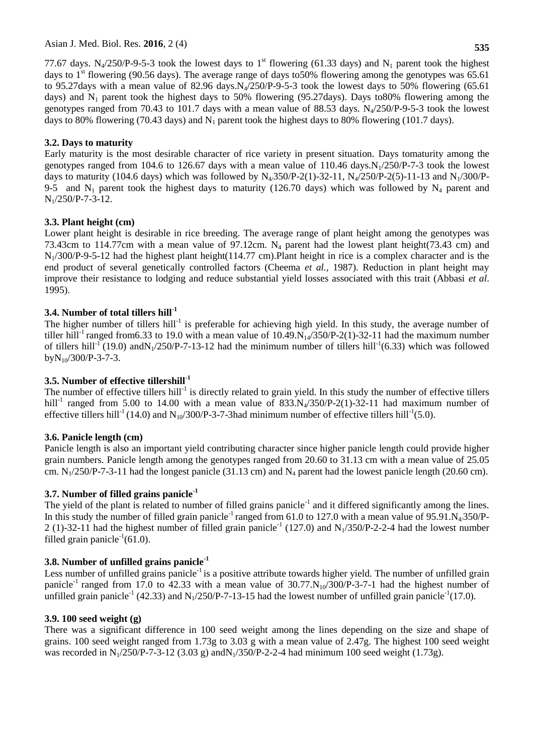77.67 days. $N_4$/250/P-9-5-3 took the lowest days to 1st flowering (61.33 days) and $N_1$ parent took the highest days to 1st flowering (90.56 days). The average range of days to50% flowering among the genotypes was 65.61 to 95.27days with a mean value of 82.96 days.$N_4$/250/P-9-5-3 took the lowest days to 50% flowering (65.61 days) and $N_1$ parent took the highest days to 50% flowering (95.27days). Days to80% flowering among the genotypes ranged from 70.43 to 101.7 days with a mean value of 88.53 days. $N_4$/250/P-9-5-3 took the lowest days to 80% flowering (70.43 days) and $N_1$ parent took the highest days to 80% flowering (101.7 days).

### 3.2. Days to maturity

Early maturity is the most desirable character of rice variety in present situation. Days tomaturity among the genotypes ranged from 104.6 to 126.67 days with a mean value of 110.46 days.$N_1$/250/P-7-3 took the lowest days to maturity (104.6 days) which was followed by $N_4$/350/P-2(1)-32-11, $N_4$/250/P-2(5)-11-13 and $N_1$/300/P-9-5 and $N_1$ parent took the highest days to maturity (126.70 days) which was followed by $N_4$ parent and $N_1$/250/P-7-3-12.

### 3.3. Plant height (cm)

Lower plant height is desirable in rice breeding. The average range of plant height among the genotypes was 73.43cm to 114.77cm with a mean value of 97.12cm. $N_4$ parent had the lowest plant height(73.43 cm) and $N_1$/300/P-9-5-12 had the highest plant height(114.77 cm).Plant height in rice is a complex character and is the end product of several genetically controlled factors (Cheema *et al.,* 1987). Reduction in plant height may improve their resistance to lodging and reduce substantial yield losses associated with this trait (Abbasi *et al*. 1995).

### 3.4. Number of total tillers hill$^{-1}$

The higher number of tillers hill$^{-1}$ is preferable for achieving high yield. In this study, the average number of tiller hill$^{-1}$ ranged from6.33 to 19.0 with a mean value of 10.49.$N_{14}$/350/P-2(1)-32-11 had the maximum number of tillers hill$^{-1}$ (19.0) and$N_1$/250/P-7-13-12 had the minimum number of tillers hill$^{-1}$(6.33) which was followed by$N_{10}$/300/P-3-7-3.

### 3.5. Number of effective tillershill$^{-1}$

The number of effective tillers hill$^{-1}$ is directly related to grain yield. In this study the number of effective tillers hill$^{-1}$ ranged from 5.00 to 14.00 with a mean value of 833.$N_4$/350/P-2(1)-32-11 had maximum number of effective tillers hill$^{-1}$ (14.0) and $N_{10}$/300/P-3-7-3had minimum number of effective tillers hill$^{-1}$(5.0).

### 3.6. Panicle length (cm)

Panicle length is also an important yield contributing character since higher panicle length could provide higher grain numbers. Panicle length among the genotypes ranged from 20.60 to 31.13 cm with a mean value of 25.05 cm. $N_1$/250/P-7-3-11 had the longest panicle (31.13 cm) and $N_4$ parent had the lowest panicle length (20.60 cm).

### 3.7. Number of filled grains panicle$^{-1}$

The yield of the plant is related to number of filled grains panicle$^{-1}$ and it differed significantly among the lines. In this study the number of filled grain panicle$^{-1}$ ranged from 61.0 to 127.0 with a mean value of 95.91.$N_4$/350/P-2 (1)-32-11 had the highest number of filled grain panicle$^{-1}$ (127.0) and $N_1$/350/P-2-2-4 had the lowest number filled grain panicle$^{-1}$(61.0).

### 3.8. Number of unfilled grains panicle$^{-1}$

Less number of unfilled grains panicle$^{-1}$ is a positive attribute towards higher yield. The number of unfilled grain panicle$^{-1}$ ranged from 17.0 to 42.33 with a mean value of 30.77.$N_{10}$/300/P-3-7-1 had the highest number of unfilled grain panicle$^{-1}$ (42.33) and $N_1$/250/P-7-13-15 had the lowest number of unfilled grain panicle$^{-1}$(17.0).

### 3.9. 100 seed weight (g)

There was a significant difference in 100 seed weight among the lines depending on the size and shape of grains. 100 seed weight ranged from 1.73g to 3.03 g with a mean value of 2.47g. The highest 100 seed weight was recorded in $N_1$/250/P-7-3-12 (3.03 g) and$N_1$/350/P-2-2-4 had minimum 100 seed weight (1.73g).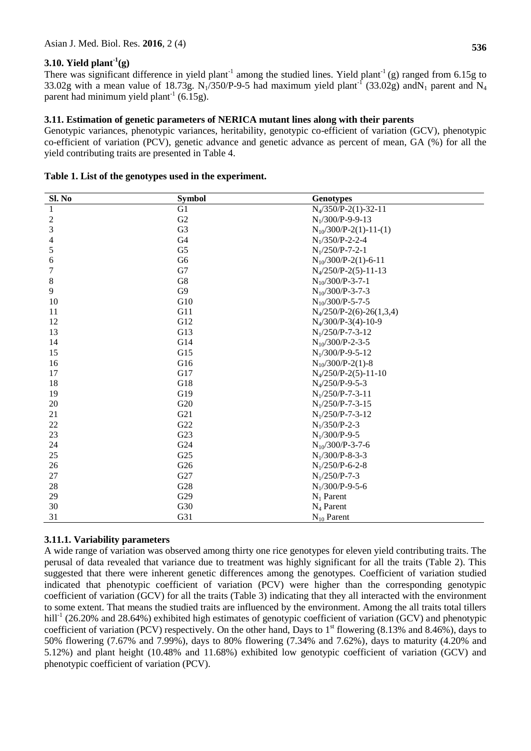### 3.10. Yield plant$^{-1}$(g)

There was significant difference in yield plant$^{-1}$ among the studied lines. Yield plant$^{-1}$ (g) ranged from 6.15g to 33.02g with a mean value of 18.73g. $N_1$/350/P-9-5 had maximum yield plant$^{-1}$ (33.02g) and$N_1$ parent and $N_4$ parent had minimum yield plant$^{-1}$ (6.15g).

### 3.11. Estimation of genetic parameters of NERICA mutant lines along with their parents

Genotypic variances, phenotypic variances, heritability, genotypic co-efficient of variation (GCV), phenotypic co-efficient of variation (PCV), genetic advance and genetic advance as percent of mean, GA (%) for all the yield contributing traits are presented in Table 4.

**Table 1. List of the genotypes used in the experiment.**

| Sl. No | Symbol | Genotypes |
|---|---|---|
| 1 | G1 | $N_4$/350/P-2(1)-32-11 |
| 2 | G2 | $N_1$/300/P-9-9-13 |
| 3 | G3 | $N_{10}$/300/P-2(1)-11-(1) |
| 4 | G4 | $N_1$/350/P-2-2-4 |
| 5 | G5 | $N_1$/250/P-7-2-1 |
| 6 | G6 | $N_{10}$/300/P-2(1)-6-11 |
| 7 | G7 | $N_4$/250/P-2(5)-11-13 |
| 8 | G8 | $N_{10}$/300/P-3-7-1 |
| 9 | G9 | $N_{10}$/300/P-3-7-3 |
| 10 | G10 | $N_{10}$/300/P-5-7-5 |
| 11 | G11 | $N_4$/250/P-2(6)-26(1,3,4) |
| 12 | G12 | $N_4$/300/P-3(4)-10-9 |
| 13 | G13 | $N_1$/250/P-7-3-12 |
| 14 | G14 | $N_{10}$/300/P-2-3-5 |
| 15 | G15 | $N_1$/300/P-9-5-12 |
| 16 | G16 | $N_{10}$/300/P-2(1)-8 |
| 17 | G17 | $N_4$/250/P-2(5)-11-10 |
| 18 | G18 | $N_4$/250/P-9-5-3 |
| 19 | G19 | $N_1$/250/P-7-3-11 |
| 20 | G20 | $N_1$/250/P-7-3-15 |
| 21 | G21 | $N_1$/250/P-7-3-12 |
| 22 | G22 | $N_1$/350/P-2-3 |
| 23 | G23 | $N_1$/300/P-9-5 |
| 24 | G24 | $N_{10}$/300/P-3-7-6 |
| 25 | G25 | $N_1$/300/P-8-3-3 |
| 26 | G26 | $N_1$/250/P-6-2-8 |
| 27 | G27 | $N_1$/250/P-7-3 |
| 28 | G28 | $N_1$/300/P-9-5-6 |
| 29 | G29 | $N_1$ Parent |
| 30 | G30 | $N_4$ Parent |
| 31 | G31 | $N_{10}$ Parent |

#### 3.11.1. Variability parameters

A wide range of variation was observed among thirty one rice genotypes for eleven yield contributing traits. The perusal of data revealed that variance due to treatment was highly significant for all the traits (Table 2). This suggested that there were inherent genetic differences among the genotypes. Coefficient of variation studied indicated that phenotypic coefficient of variation (PCV) were higher than the corresponding genotypic coefficient of variation (GCV) for all the traits (Table 3) indicating that they all interacted with the environment to some extent. That means the studied traits are influenced by the environment. Among the all traits total tillers hill$^{-1}$ (26.20% and 28.64%) exhibited high estimates of genotypic coefficient of variation (GCV) and phenotypic coefficient of variation (PCV) respectively. On the other hand, Days to 1$^{st}$ flowering (8.13% and 8.46%), days to 50% flowering (7.67% and 7.99%), days to 80% flowering (7.34% and 7.62%), days to maturity (4.20% and 5.12%) and plant height (10.48% and 11.68%) exhibited low genotypic coefficient of variation (GCV) and phenotypic coefficient of variation (PCV).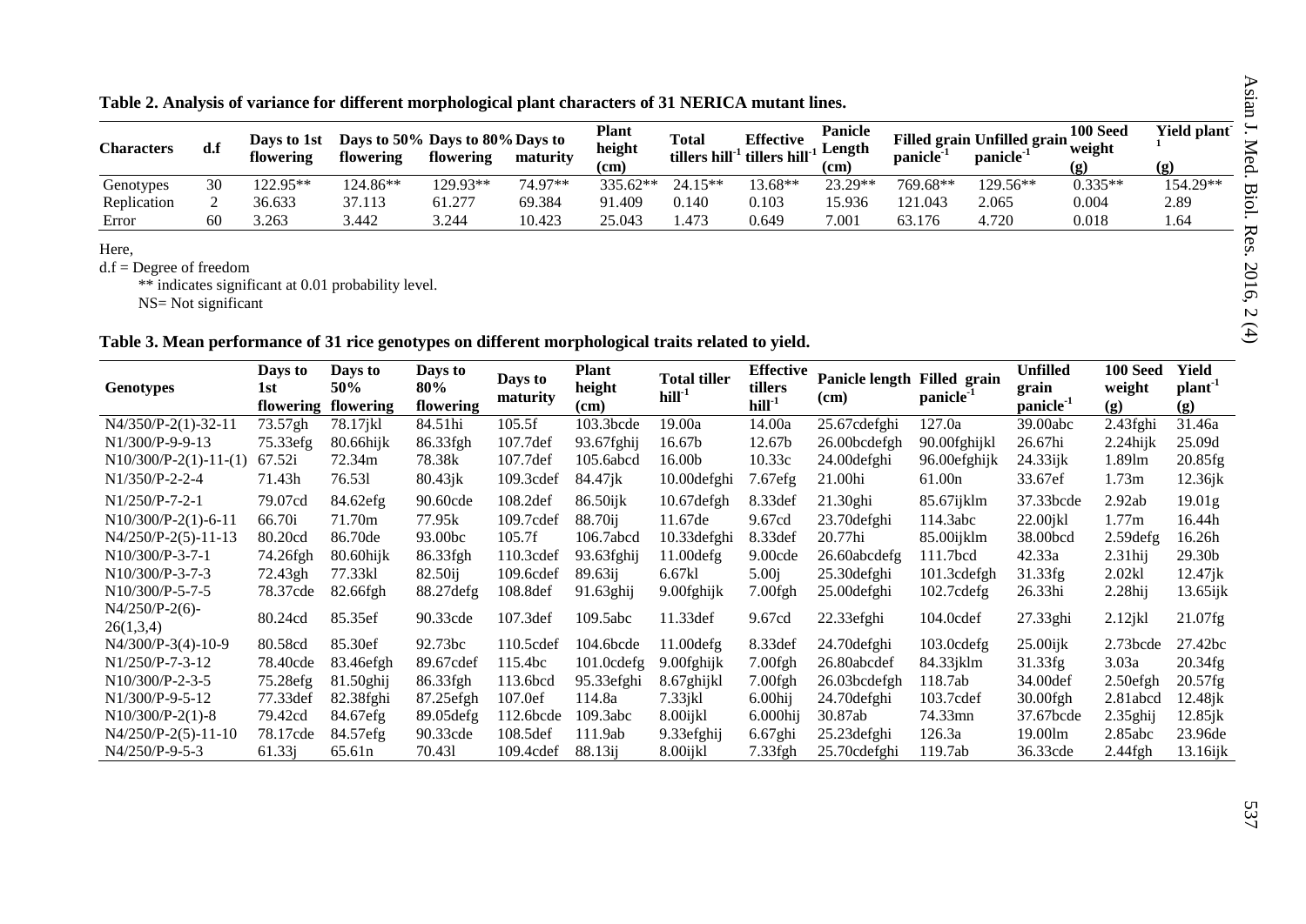**Table 2. Analysis of variance for different morphological plant characters of 31 NERICA mutant lines.**

| Characters | d.f | Days to 1st flowering | Days to 50% flowering | Days to 80% flowering | Days to maturity | Plant height (cm) | Total tillers hill$^{-1}$ | Effective tillers hill$^{-1}$ | Panicle Length (cm) | Filled grain panicle$^{-1}$ | Unfilled grain panicle$^{-1}$ | 100 Seed weight (g) | Yield plant$^{-1}$ (g) |
|---|---|---|---|---|---|---|---|---|---|---|---|---|---|
| Genotypes | 30 | 122.95** | 124.86** | 129.93** | 74.97** | 335.62** | 24.15** | 13.68** | 23.29** | 769.68** | 129.56** | 0.335** | 154.29** |
| Replication | 2 | 36.633 | 37.113 | 61.277 | 69.384 | 91.409 | 0.140 | 0.103 | 15.936 | 121.043 | 2.065 | 0.004 | 2.89 |
| Error | 60 | 3.263 | 3.442 | 3.244 | 10.423 | 25.043 | 1.473 | 0.649 | 7.001 | 63.176 | 4.720 | 0.018 | 1.64 |

Here,

d.f = Degree of freedom

** indicates significant at 0.01 probability level.

NS= Not significant

**Table 3. Mean performance of 31 rice genotypes on different morphological traits related to yield.**

| Genotypes | Days to 1st flowering | Days to 50% flowering | Days to 80% flowering | Days to maturity | Plant height (cm) | Total tiller hill$^{-1}$ | Effective tillers hill$^{-1}$ | Panicle length (cm) | Filled grain panicle$^{-1}$ | Unfilled grain panicle$^{-1}$ | 100 Seed weight (g) | Yield plant$^{-1}$ (g) |
|---|---|---|---|---|---|---|---|---|---|---|---|---|
| N4/350/P-2(1)-32-11 | 73.57gh | 78.17jkl | 84.51hi | 105.5f | 103.3bcde | 19.00a | 14.00a | 25.67cdefghi | 127.0a | 39.00abc | 2.43fghi | 31.46a |
| N1/300/P-9-9-13 | 75.33efg | 80.66hijk | 86.33fgh | 107.7def | 93.67fghij | 16.67b | 12.67b | 26.00bcdefgh | 90.00fghijkl | 26.67hi | 2.24hijk | 25.09d |
| N10/300/P-2(1)-11-(1) | 67.52i | 72.34m | 78.38k | 107.7def | 105.6abcd | 16.00b | 10.33c | 24.00defghi | 96.00efghijk | 24.33ijk | 1.89lm | 20.85fg |
| N1/350/P-2-2-4 | 71.43h | 76.53l | 80.43jk | 109.3cdef | 84.47jk | 10.00defghi | 7.67efg | 21.00hi | 61.00n | 33.67ef | 1.73m | 12.36jk |
| N1/250/P-7-2-1 | 79.07cd | 84.62efg | 90.60cde | 108.2def | 86.50ijk | 10.67defgh | 8.33def | 21.30ghi | 85.67ijklm | 37.33bcde | 2.92ab | 19.01g |
| N10/300/P-2(1)-6-11 | 66.70i | 71.70m | 77.95k | 109.7cdef | 88.70ij | 11.67de | 9.67cd | 23.70defghi | 114.3abc | 22.00jkl | 1.77m | 16.44h |
| N4/250/P-2(5)-11-13 | 80.20cd | 86.70de | 93.00bc | 105.7f | 106.7abcd | 10.33defghi | 8.33def | 20.77hi | 85.00ijklm | 38.00bcd | 2.59defg | 16.26h |
| N10/300/P-3-7-1 | 74.26fgh | 80.60hijk | 86.33fgh | 110.3cdef | 93.63fghij | 11.00defg | 9.00cde | 26.60abcdefg | 111.7bcd | 42.33a | 2.31hij | 29.30b |
| N10/300/P-3-7-3 | 72.43gh | 77.33kl | 82.50ij | 109.6cdef | 89.63ij | 6.67kl | 5.00j | 25.30defghi | 101.3cdefgh | 31.33fg | 2.02kl | 12.47jk |
| N10/300/P-5-7-5 | 78.37cde | 82.66fgh | 88.27defg | 108.8def | 91.63ghij | 9.00fghijk | 7.00fgh | 25.00defghi | 102.7cdefg | 26.33hi | 2.28hij | 13.65ijk |
| N4/250/P-2(6)-26(1,3,4) | 80.24cd | 85.35ef | 90.33cde | 107.3def | 109.5abc | 11.33def | 9.67cd | 22.33efghi | 104.0cdef | 27.33ghi | 2.12jkl | 21.07fg |
| N4/300/P-3(4)-10-9 | 80.58cd | 85.30ef | 92.73bc | 110.5cdef | 104.6bcde | 11.00defg | 8.33def | 24.70defghi | 103.0cdefg | 25.00ijk | 2.73bcde | 27.42bc |
| N1/250/P-7-3-12 | 78.40cde | 83.46efgh | 89.67cdef | 115.4bc | 101.0cdefg | 9.00fghijk | 7.00fgh | 26.80abcdef | 84.33jklm | 31.33fg | 3.03a | 20.34fg |
| N10/300/P-2-3-5 | 75.28efg | 81.50ghij | 86.33fgh | 113.6bcd | 95.33efghi | 8.67ghijkl | 7.00fgh | 26.03bcdefgh | 118.7ab | 34.00def | 2.50efgh | 20.57fg |
| N1/300/P-9-5-12 | 77.33def | 82.38fghi | 87.25efgh | 107.0ef | 114.8a | 7.33jkl | 6.00hij | 24.70defghi | 103.7cdef | 30.00fgh | 2.81abcd | 12.48jk |
| N10/300/P-2(1)-8 | 79.42cd | 84.67efg | 89.05defg | 112.6bcde | 109.3abc | 8.00ijkl | 6.000hij | 30.87ab | 74.33mn | 37.67bcde | 2.35ghij | 12.85jk |
| N4/250/P-2(5)-11-10 | 78.17cde | 84.57efg | 90.33cde | 108.5def | 111.9ab | 9.33efghij | 6.67ghi | 25.23defghi | 126.3a | 19.00lm | 2.85abc | 23.96de |
| N4/250/P-9-5-3 | 61.33j | 65.61n | 70.43l | 109.4cdef | 88.13ij | 8.00ijkl | 7.33fgh | 25.70cdefghi | 119.7ab | 36.33cde | 2.44fgh | 13.16ijk |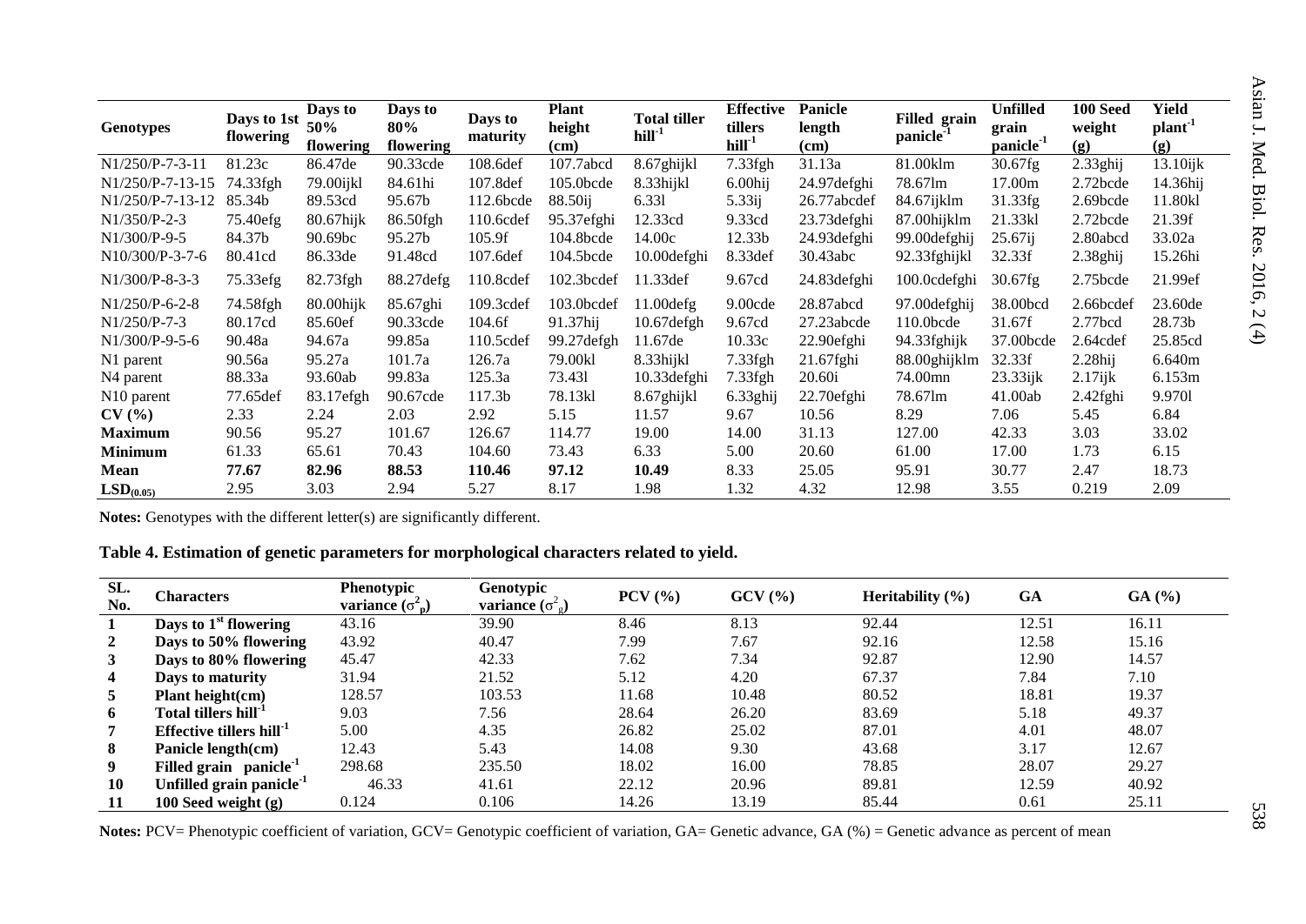| Genotypes | Days to 1st flowering | Days to 50% flowering | Days to 80% flowering | Days to maturity | Plant height (cm) | Total tiller $hill^{-1}$ | Effective tillers $hill^{-1}$ | Panicle length (cm) | Filled grain $panicle^{-1}$ | Unfilled grain $panicle^{-1}$ | 100 Seed weight (g) | Yield $plant^{-1}$ (g) |
|---|---|---|---|---|---|---|---|---|---|---|---|---|
| N1/250/P-7-3-11 | 81.23c | 86.47de | 90.33cde | 108.6def | 107.7abcd | 8.67ghijkl | 7.33fgh | 31.13a | 81.00klm | 30.67fg | 2.33ghij | 13.10ijk |
| N1/250/P-7-13-15 | 74.33fgh | 79.00ijkl | 84.61hi | 107.8def | 105.0bcde | 8.33hijkl | 6.00hij | 24.97defghi | 78.67lm | 17.00m | 2.72bcde | 14.36hij |
| N1/250/P-7-13-12 | 85.34b | 89.53cd | 95.67b | 112.6bcde | 88.50ij | 6.33l | 5.33ij | 26.77abcdef | 84.67ijklm | 31.33fg | 2.69bcde | 11.80kl |
| N1/350/P-2-3 | 75.40efg | 80.67hijk | 86.50fgh | 110.6cdef | 95.37efghi | 12.33cd | 9.33cd | 23.73defghi | 87.00hijklm | 21.33kl | 2.72bcde | 21.39f |
| N1/300/P-9-5 | 84.37b | 90.69bc | 95.27b | 105.9f | 104.8bcde | 14.00c | 12.33b | 24.93defghi | 99.00defghij | 25.67ij | 2.80abcd | 33.02a |
| N10/300/P-3-7-6 | 80.41cd | 86.33de | 91.48cd | 107.6def | 104.5bcde | 10.00defghi | 8.33def | 30.43abc | 92.33fghijkl | 32.33f | 2.38ghij | 15.26hi |
| N1/300/P-8-3-3 | 75.33efg | 82.73fgh | 88.27defg | 110.8cdef | 102.3bcdef | 11.33def | 9.67cd | 24.83defghi | 100.0cdefghi | 30.67fg | 2.75bcde | 21.99ef |
| N1/250/P-6-2-8 | 74.58fgh | 80.00hijk | 85.67ghi | 109.3cdef | 103.0bcdef | 11.00defg | 9.00cde | 28.87abcd | 97.00defghij | 38.00bcd | 2.66bcdef | 23.60de |
| N1/250/P-7-3 | 80.17cd | 85.60ef | 90.33cde | 104.6f | 91.37hij | 10.67defgh | 9.67cd | 27.23abcde | 110.0bcde | 31.67f | 2.77bcd | 28.73b |
| N1/300/P-9-5-6 | 90.48a | 94.67a | 99.85a | 110.5cdef | 99.27defgh | 11.67de | 10.33c | 22.90efghi | 94.33fghijk | 37.00bcde | 2.64cdef | 25.85cd |
| N1 parent | 90.56a | 95.27a | 101.7a | 126.7a | 79.00kl | 8.33hijkl | 7.33fgh | 21.67fghi | 88.00ghijklm | 32.33f | 2.28hij | 6.640m |
| N4 parent | 88.33a | 93.60ab | 99.83a | 125.3a | 73.43l | 10.33defghi | 7.33fgh | 20.60i | 74.00mn | 23.33ijk | 2.17ijk | 6.153m |
| N10 parent | 77.65def | 83.17efgh | 90.67cde | 117.3b | 78.13kl | 8.67ghijkl | 6.33ghij | 22.70efghi | 78.67lm | 41.00ab | 2.42fghi | 9.970l |
| **CV (%)** | 2.33 | 2.24 | 2.03 | 2.92 | 5.15 | 11.57 | 9.67 | 10.56 | 8.29 | 7.06 | 5.45 | 6.84 |
| **Maximum** | 90.56 | 95.27 | 101.67 | 126.67 | 114.77 | 19.00 | 14.00 | 31.13 | 127.00 | 42.33 | 3.03 | 33.02 |
| **Minimum** | 61.33 | 65.61 | 70.43 | 104.60 | 73.43 | 6.33 | 5.00 | 20.60 | 61.00 | 17.00 | 1.73 | 6.15 |
| **Mean** | **77.67** | **82.96** | **88.53** | **110.46** | **97.12** | **10.49** | 8.33 | 25.05 | 95.91 | 30.77 | 2.47 | 18.73 |
| **$LSD_{(0.05)}$** | 2.95 | 3.03 | 2.94 | 5.27 | 8.17 | 1.98 | 1.32 | 4.32 | 12.98 | 3.55 | 0.219 | 2.09 |

**Notes:** Genotypes with the different letter(s) are significantly different.

**Table 4. Estimation of genetic parameters for morphological characters related to yield.**

| SL. No. | Characters | Phenotypic variance ($\sigma^2_p$) | Genotypic variance ($\sigma^2_g$) | PCV (%) | GCV (%) | Heritability (%) | GA | GA (%) |
|---|---|---|---|---|---|---|---|---|
| **1** | **Days to 1st flowering** | 43.16 | 39.90 | 8.46 | 8.13 | 92.44 | 12.51 | 16.11 |
| **2** | **Days to 50% flowering** | 43.92 | 40.47 | 7.99 | 7.67 | 92.16 | 12.58 | 15.16 |
| **3** | **Days to 80% flowering** | 45.47 | 42.33 | 7.62 | 7.34 | 92.87 | 12.90 | 14.57 |
| **4** | **Days to maturity** | 31.94 | 21.52 | 5.12 | 4.20 | 67.37 | 7.84 | 7.10 |
| **5** | **Plant height(cm)** | 128.57 | 103.53 | 11.68 | 10.48 | 80.52 | 18.81 | 19.37 |
| **6** | **Total tillers $hill^{-1}$** | 9.03 | 7.56 | 28.64 | 26.20 | 83.69 | 5.18 | 49.37 |
| **7** | **Effective tillers $hill^{-1}$** | 5.00 | 4.35 | 26.82 | 25.02 | 87.01 | 4.01 | 48.07 |
| **8** | **Panicle length(cm)** | 12.43 | 5.43 | 14.08 | 9.30 | 43.68 | 3.17 | 12.67 |
| **9** | **Filled grain $panicle^{-1}$** | 298.68 | 235.50 | 18.02 | 16.00 | 78.85 | 28.07 | 29.27 |
| **10** | **Unfilled grain $panicle^{-1}$** | 46.33 | 41.61 | 22.12 | 20.96 | 89.81 | 12.59 | 40.92 |
| **11** | **100 Seed weight (g)** | 0.124 | 0.106 | 14.26 | 13.19 | 85.44 | 0.61 | 25.11 |

**Notes:** PCV= Phenotypic coefficient of variation, GCV= Genotypic coefficient of variation, GA= Genetic advance, GA (%) = Genetic advance as percent of mean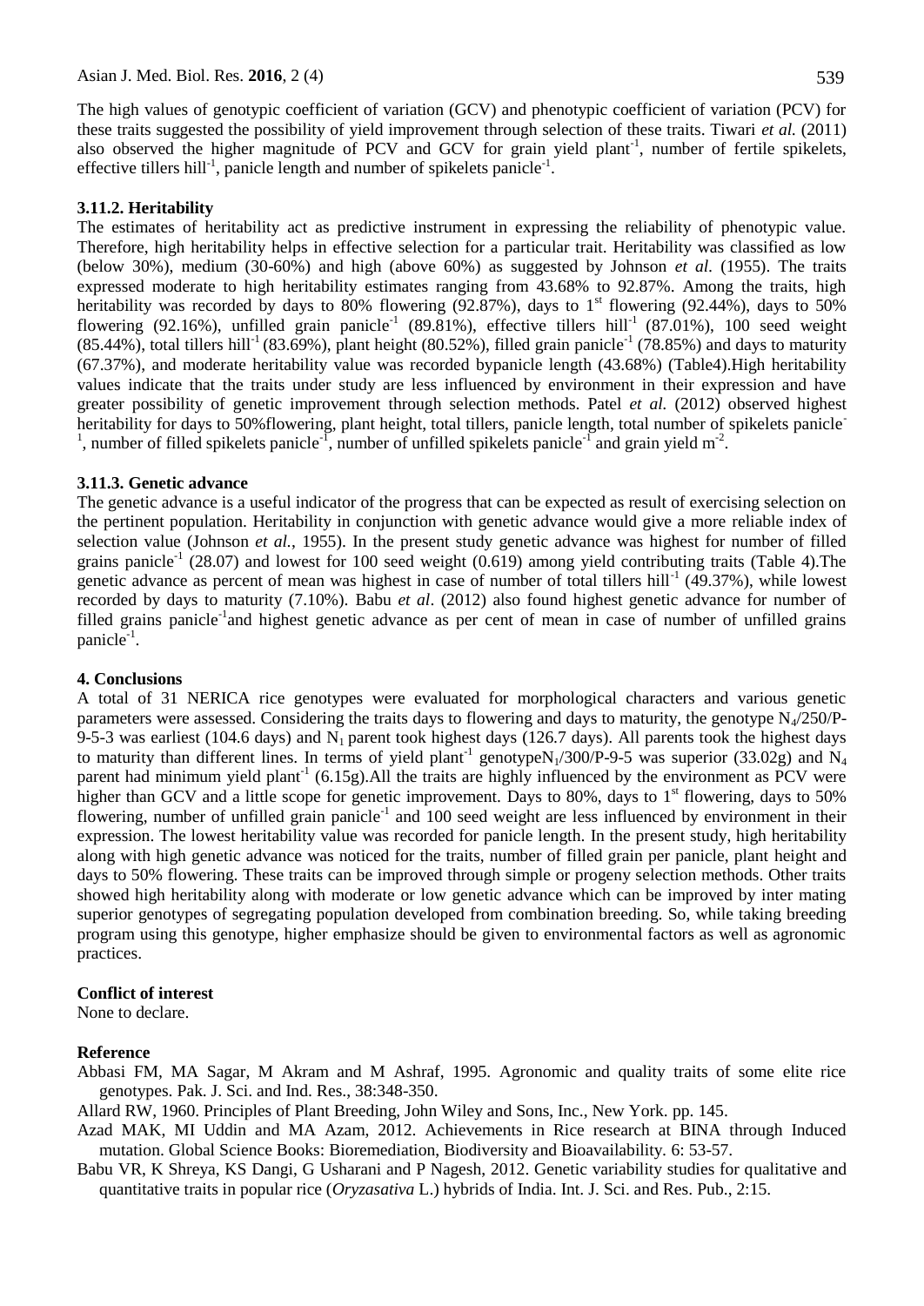The high values of genotypic coefficient of variation (GCV) and phenotypic coefficient of variation (PCV) for these traits suggested the possibility of yield improvement through selection of these traits. Tiwari *et al.* (2011) also observed the higher magnitude of PCV and GCV for grain yield plant$^{-1}$, number of fertile spikelets, effective tillers hill$^{-1}$, panicle length and number of spikelets panicle$^{-1}$.

### 3.11.2. Heritability

The estimates of heritability act as predictive instrument in expressing the reliability of phenotypic value. Therefore, high heritability helps in effective selection for a particular trait. Heritability was classified as low (below 30%), medium (30-60%) and high (above 60%) as suggested by Johnson *et al.* (1955). The traits expressed moderate to high heritability estimates ranging from 43.68% to 92.87%. Among the traits, high heritability was recorded by days to 80% flowering (92.87%), days to 1$^{st}$ flowering (92.44%), days to 50% flowering (92.16%), unfilled grain panicle$^{-1}$ (89.81%), effective tillers hill$^{-1}$ (87.01%), 100 seed weight (85.44%), total tillers hill$^{-1}$ (83.69%), plant height (80.52%), filled grain panicle$^{-1}$ (78.85%) and days to maturity (67.37%), and moderate heritability value was recorded bypanicle length (43.68%) (Table4).High heritability values indicate that the traits under study are less influenced by environment in their expression and have greater possibility of genetic improvement through selection methods. Patel *et al.* (2012) observed highest heritability for days to 50%flowering, plant height, total tillers, panicle length, total number of spikelets panicle$^{-1}$, number of filled spikelets panicle$^{-1}$, number of unfilled spikelets panicle$^{-1}$ and grain yield m$^{-2}$.

### 3.11.3. Genetic advance

The genetic advance is a useful indicator of the progress that can be expected as result of exercising selection on the pertinent population. Heritability in conjunction with genetic advance would give a more reliable index of selection value (Johnson *et al.*, 1955). In the present study genetic advance was highest for number of filled grains panicle$^{-1}$ (28.07) and lowest for 100 seed weight (0.619) among yield contributing traits (Table 4).The genetic advance as percent of mean was highest in case of number of total tillers hill$^{-1}$ (49.37%), while lowest recorded by days to maturity (7.10%). Babu *et al*. (2012) also found highest genetic advance for number of filled grains panicle$^{-1}$and highest genetic advance as per cent of mean in case of number of unfilled grains panicle$^{-1}$.

## 4. Conclusions

A total of 31 NERICA rice genotypes were evaluated for morphological characters and various genetic parameters were assessed. Considering the traits days to flowering and days to maturity, the genotype $N_4$/250/P-9-5-3 was earliest (104.6 days) and $N_1$ parent took highest days (126.7 days). All parents took the highest days to maturity than different lines. In terms of yield plant$^{-1}$ genotype$N_1$/300/P-9-5 was superior (33.02g) and $N_4$ parent had minimum yield plant$^{-1}$ (6.15g).All the traits are highly influenced by the environment as PCV were higher than GCV and a little scope for genetic improvement. Days to 80%, days to 1$^{st}$ flowering, days to 50% flowering, number of unfilled grain panicle$^{-1}$ and 100 seed weight are less influenced by environment in their expression. The lowest heritability value was recorded for panicle length. In the present study, high heritability along with high genetic advance was noticed for the traits, number of filled grain per panicle, plant height and days to 50% flowering. These traits can be improved through simple or progeny selection methods. Other traits showed high heritability along with moderate or low genetic advance which can be improved by inter mating superior genotypes of segregating population developed from combination breeding. So, while taking breeding program using this genotype, higher emphasize should be given to environmental factors as well as agronomic practices.

## Conflict of interest

None to declare.

## Reference

Abbasi FM, MA Sagar, M Akram and M Ashraf, 1995. Agronomic and quality traits of some elite rice genotypes. Pak. J. Sci. and Ind. Res., 38:348-350.

Allard RW, 1960. Principles of Plant Breeding, John Wiley and Sons, Inc., New York. pp. 145.

Azad MAK, MI Uddin and MA Azam, 2012. Achievements in Rice research at BINA through Induced mutation. Global Science Books: Bioremediation, Biodiversity and Bioavailability. 6: 53-57.

Babu VR, K Shreya, KS Dangi, G Usharani and P Nagesh, 2012. Genetic variability studies for qualitative and quantitative traits in popular rice (*Oryzasativa* L.) hybrids of India. Int. J. Sci. and Res. Pub., 2:15.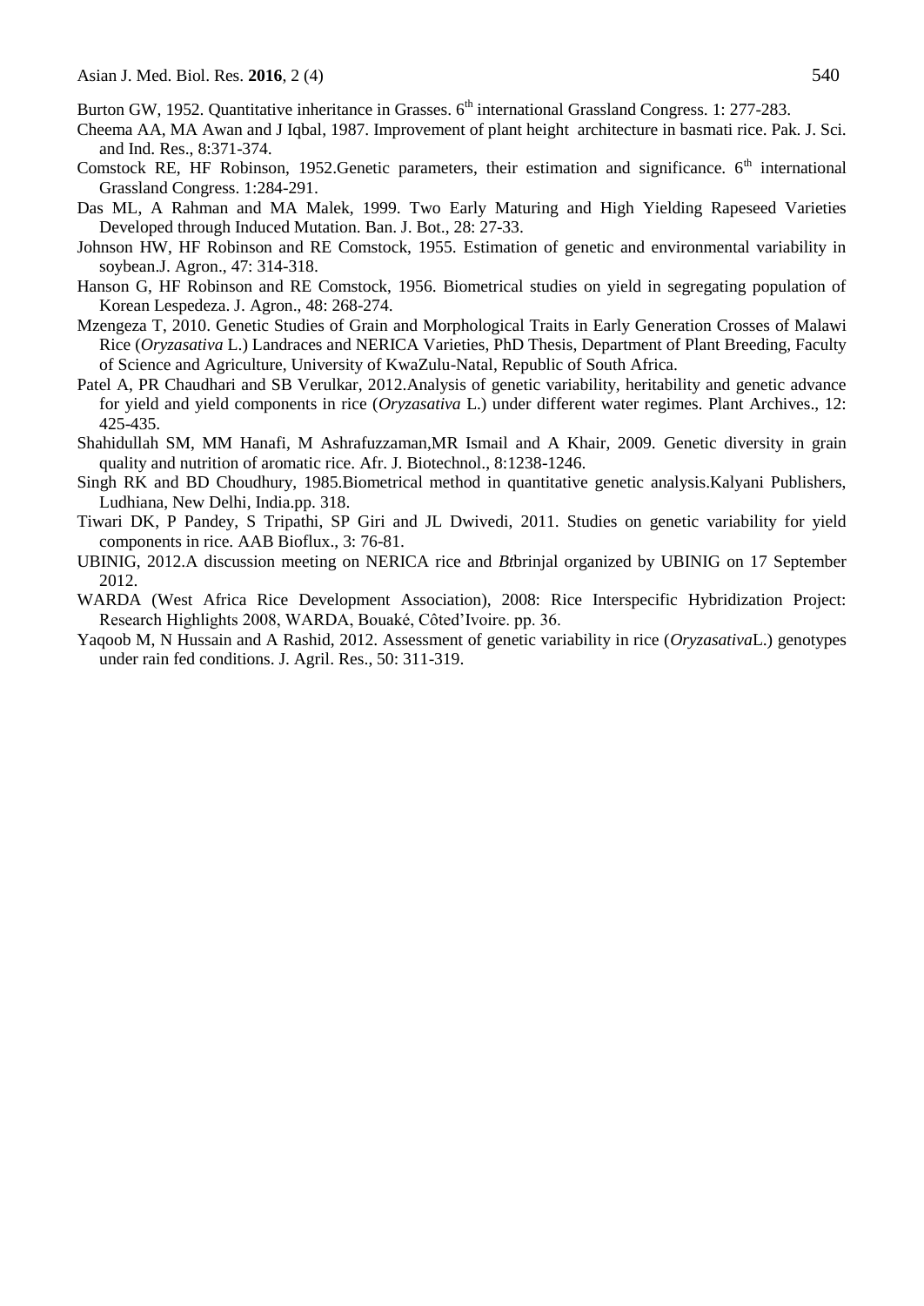Burton GW, 1952. Quantitative inheritance in Grasses. 6th international Grassland Congress. 1: 277-283.

Cheema AA, MA Awan and J Iqbal, 1987. Improvement of plant height architecture in basmati rice. Pak. J. Sci. and Ind. Res., 8:371-374.

Comstock RE, HF Robinson, 1952.Genetic parameters, their estimation and significance. 6th international Grassland Congress. 1:284-291.

Das ML, A Rahman and MA Malek, 1999. Two Early Maturing and High Yielding Rapeseed Varieties Developed through Induced Mutation. Ban. J. Bot., 28: 27-33.

Johnson HW, HF Robinson and RE Comstock, 1955. Estimation of genetic and environmental variability in soybean.J. Agron., 47: 314-318.

Hanson G, HF Robinson and RE Comstock, 1956. Biometrical studies on yield in segregating population of Korean Lespedeza. J. Agron., 48: 268-274.

Mzengeza T, 2010. Genetic Studies of Grain and Morphological Traits in Early Generation Crosses of Malawi Rice (*Oryzasativa* L.) Landraces and NERICA Varieties, PhD Thesis, Department of Plant Breeding, Faculty of Science and Agriculture, University of KwaZulu-Natal, Republic of South Africa.

Patel A, PR Chaudhari and SB Verulkar, 2012.Analysis of genetic variability, heritability and genetic advance for yield and yield components in rice (*Oryzasativa* L.) under different water regimes. Plant Archives., 12: 425-435.

Shahidullah SM, MM Hanafi, M Ashrafuzzaman,MR Ismail and A Khair, 2009. Genetic diversity in grain quality and nutrition of aromatic rice. Afr. J. Biotechnol., 8:1238-1246.

Singh RK and BD Choudhury, 1985.Biometrical method in quantitative genetic analysis.Kalyani Publishers, Ludhiana, New Delhi, India.pp. 318.

Tiwari DK, P Pandey, S Tripathi, SP Giri and JL Dwivedi, 2011. Studies on genetic variability for yield components in rice. AAB Bioflux., 3: 76-81.

UBINIG, 2012.A discussion meeting on NERICA rice and *Bt*brinjal organized by UBINIG on 17 September 2012.

WARDA (West Africa Rice Development Association), 2008: Rice Interspecific Hybridization Project: Research Highlights 2008, WARDA, Bouaké, Côted'Ivoire. pp. 36.

Yaqoob M, N Hussain and A Rashid, 2012. Assessment of genetic variability in rice (*Oryzasativa*L.) genotypes under rain fed conditions. J. Agril. Res., 50: 311-319.